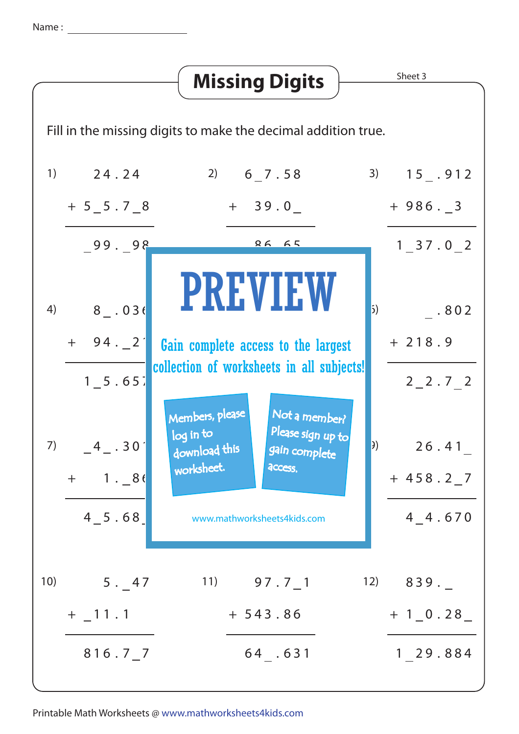Name : ____________________

# Missing Digits

Sheet 3

Fill in the missing digits to make the decimal addition true.

1)
```
   24.24
+ 5_5.7_8
---------
 _99._98
```

2)
```
  6_7.58
+  39.0_
---------
  86_.65
```

3)
```
  15_.912
+ 986._3
---------
 1_37.0_2
```

4)
```
  8_.036
+ 94._2
---------
 1_5.657
```

6)
```
    _.802
+ 218.9
---------
 2_2.7_2
```

7)
```
 _4_.301
+  1._86
---------
 4_5.68_
```

9)
```
   26.41_
+ 458.2_7
---------
  4_4.670
```

10)
```
    5._47
+ _11.1
---------
  816.7_7
```

11)
```
   97.7_1
+ 543.86
---------
  64_.631
```

12)
```
   839._
+ 1_0.28_
---------
 1_29.884
```

PREVIEW

Gain complete access to the largest collection of worksheets in all subjects!

Members, please log in to download this worksheet.

Not a member? Please sign up to gain complete access.

www.mathworksheets4kids.com

Printable Math Worksheets @ www.mathworksheets4kids.com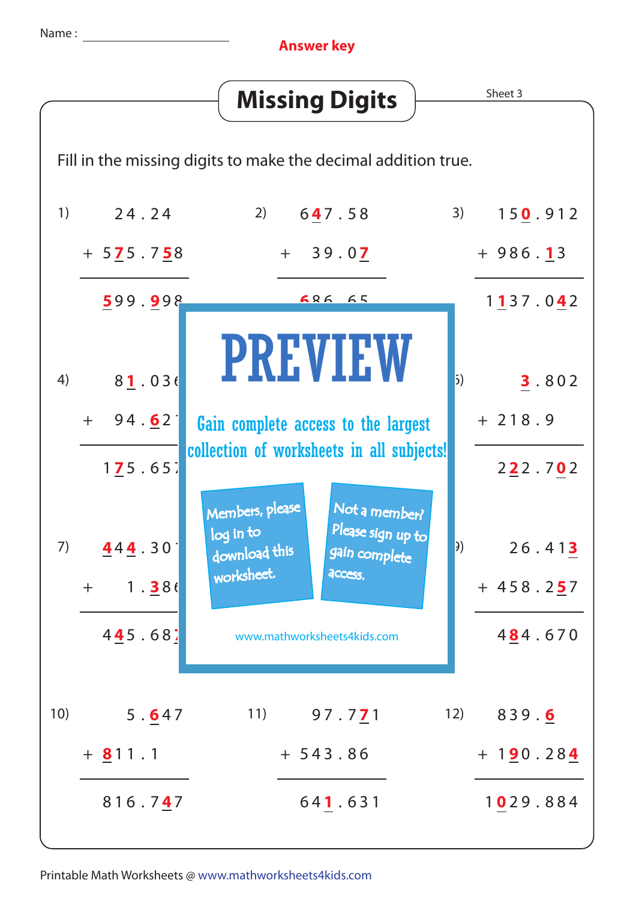Name : ____________________

**Answer key**

# Missing Digits

Sheet 3

Fill in the missing digits to make the decimal addition true.

1)
```
    24.24
+  575.758
---------
   599.998
```

2)
```
   647.58
+   39.077
---------
   686.65
```

3)
```
   150.912
+  986.13
---------
  1137.042
```

4)
```
   81.036
+  94.621
---------
  175.657
```

6)
```
     3.802
+  218.9
---------
   222.702
```

7)
```
   444.301
+    1.386
---------
   445.687
```

9)
```
    26.413
+  458.257
---------
   484.670
```

10)
```
     5.647
+  811.1
---------
   816.747
```

11)
```
    97.771
+  543.86
---------
   641.631
```

12)
```
   839.6
+  190.284
---------
  1029.884
```

PREVIEW

Gain complete access to the largest collection of worksheets in all subjects!

Members, please log in to download this worksheet.

Not a member? Please sign up to gain complete access.

www.mathworksheets4kids.com

Printable Math Worksheets @ www.mathworksheets4kids.com